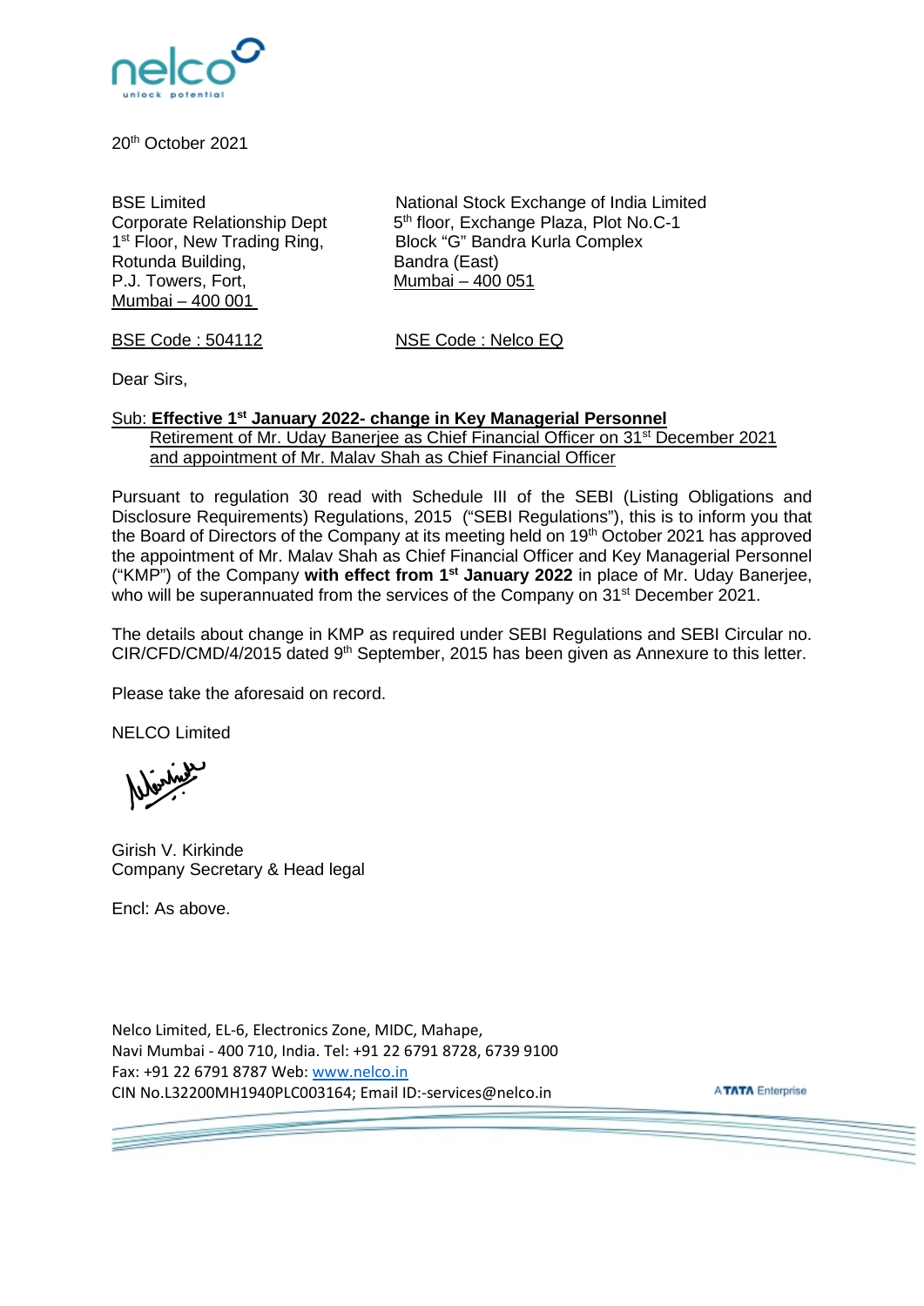20th October 2021

BSE Limited
Corporate Relationship Dept
1st Floor, New Trading Ring,
Rotunda Building,
P.J. Towers, Fort,
Mumbai – 400 001

National Stock Exchange of India Limited
5th floor, Exchange Plaza, Plot No.C-1
Block "G" Bandra Kurla Complex
Bandra (East)
Mumbai – 400 051

BSE Code : 504112

NSE Code : Nelco EQ

Dear Sirs,

Sub: **Effective 1st January 2022- change in Key Managerial Personnel**
Retirement of Mr. Uday Banerjee as Chief Financial Officer on 31st December 2021 and appointment of Mr. Malav Shah as Chief Financial Officer

Pursuant to regulation 30 read with Schedule III of the SEBI (Listing Obligations and Disclosure Requirements) Regulations, 2015 ("SEBI Regulations"), this is to inform you that the Board of Directors of the Company at its meeting held on 19th October 2021 has approved the appointment of Mr. Malav Shah as Chief Financial Officer and Key Managerial Personnel ("KMP") of the Company **with effect from 1st January 2022** in place of Mr. Uday Banerjee, who will be superannuated from the services of the Company on 31st December 2021.

The details about change in KMP as required under SEBI Regulations and SEBI Circular no. CIR/CFD/CMD/4/2015 dated 9th September, 2015 has been given as Annexure to this letter.

Please take the aforesaid on record.

NELCO Limited

Girish V. Kirkinde
Company Secretary & Head legal

Encl: As above.

Nelco Limited, EL-6, Electronics Zone, MIDC, Mahape,
Navi Mumbai - 400 710, India. Tel: +91 22 6791 8728, 6739 9100
Fax: +91 22 6791 8787 Web: www.nelco.in
CIN No.L32200MH1940PLC003164; Email ID:-services@nelco.in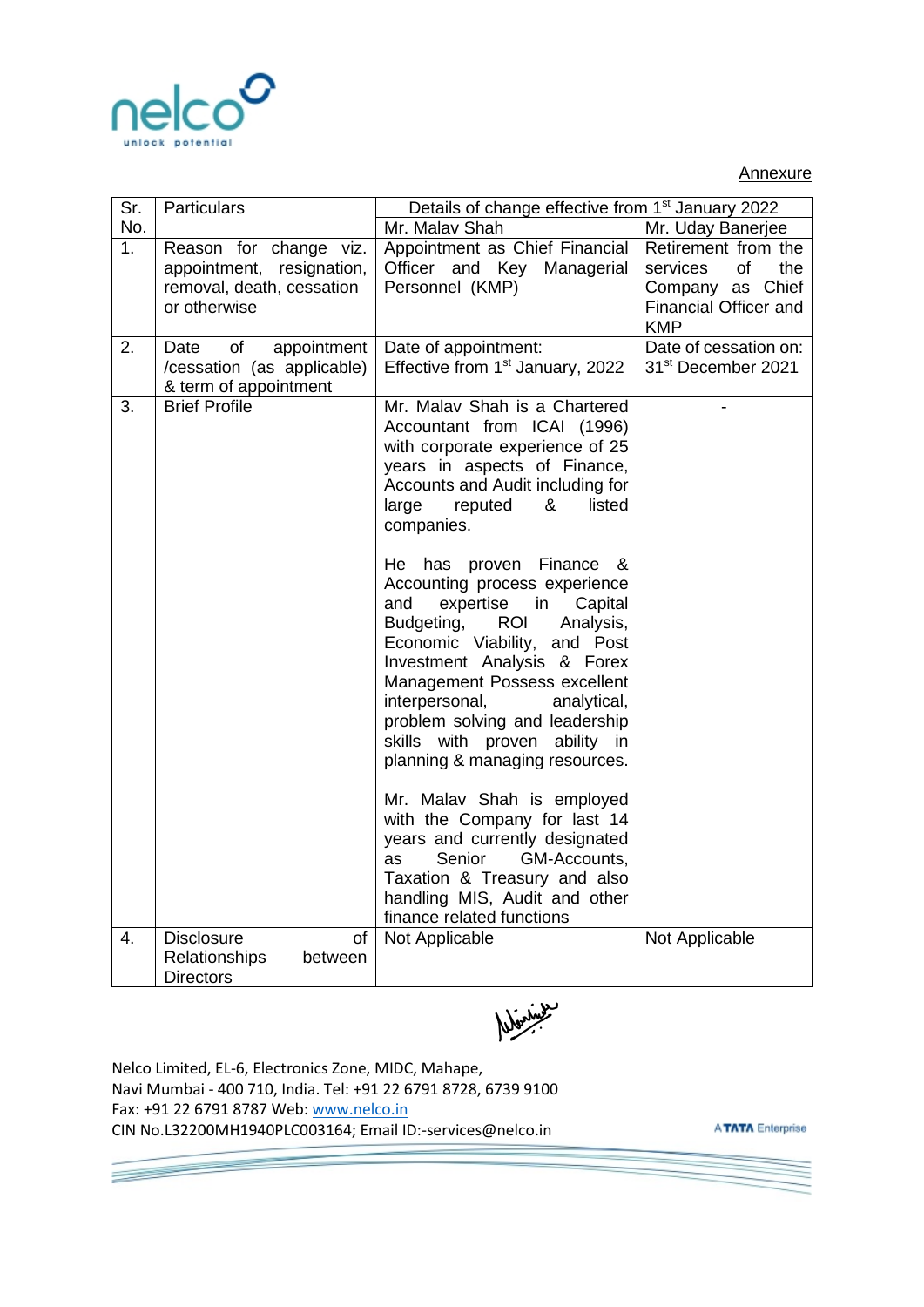Annexure

| Sr. No. | Particulars | Details of change effective from 1st January 2022 | |
|---|---|---|---|
| | | Mr. Malav Shah | Mr. Uday Banerjee |
| 1. | Reason for change viz. appointment, resignation, removal, death, cessation or otherwise | Appointment as Chief Financial Officer and Key Managerial Personnel (KMP) | Retirement from the services of the Company as Chief Financial Officer and KMP |
| 2. | Date of appointment /cessation (as applicable) & term of appointment | Date of appointment: Effective from 1st January, 2022 | Date of cessation on: 31st December 2021 |
| 3. | Brief Profile | Mr. Malav Shah is a Chartered Accountant from ICAI (1996) with corporate experience of 25 years in aspects of Finance, Accounts and Audit including for large reputed & listed companies.<br><br>He has proven Finance & Accounting process experience and expertise in Capital Budgeting, ROI Analysis, Economic Viability, and Post Investment Analysis & Forex Management Possess excellent interpersonal, analytical, problem solving and leadership skills with proven ability in planning & managing resources.<br><br>Mr. Malav Shah is employed with the Company for last 14 years and currently designated as Senior GM-Accounts, Taxation & Treasury and also handling MIS, Audit and other finance related functions | - |
| 4. | Disclosure of Relationships between Directors | Not Applicable | Not Applicable |

Nelco Limited, EL-6, Electronics Zone, MIDC, Mahape,
Navi Mumbai - 400 710, India. Tel: +91 22 6791 8728, 6739 9100
Fax: +91 22 6791 8787 Web: www.nelco.in
CIN No.L32200MH1940PLC003164; Email ID:-services@nelco.in